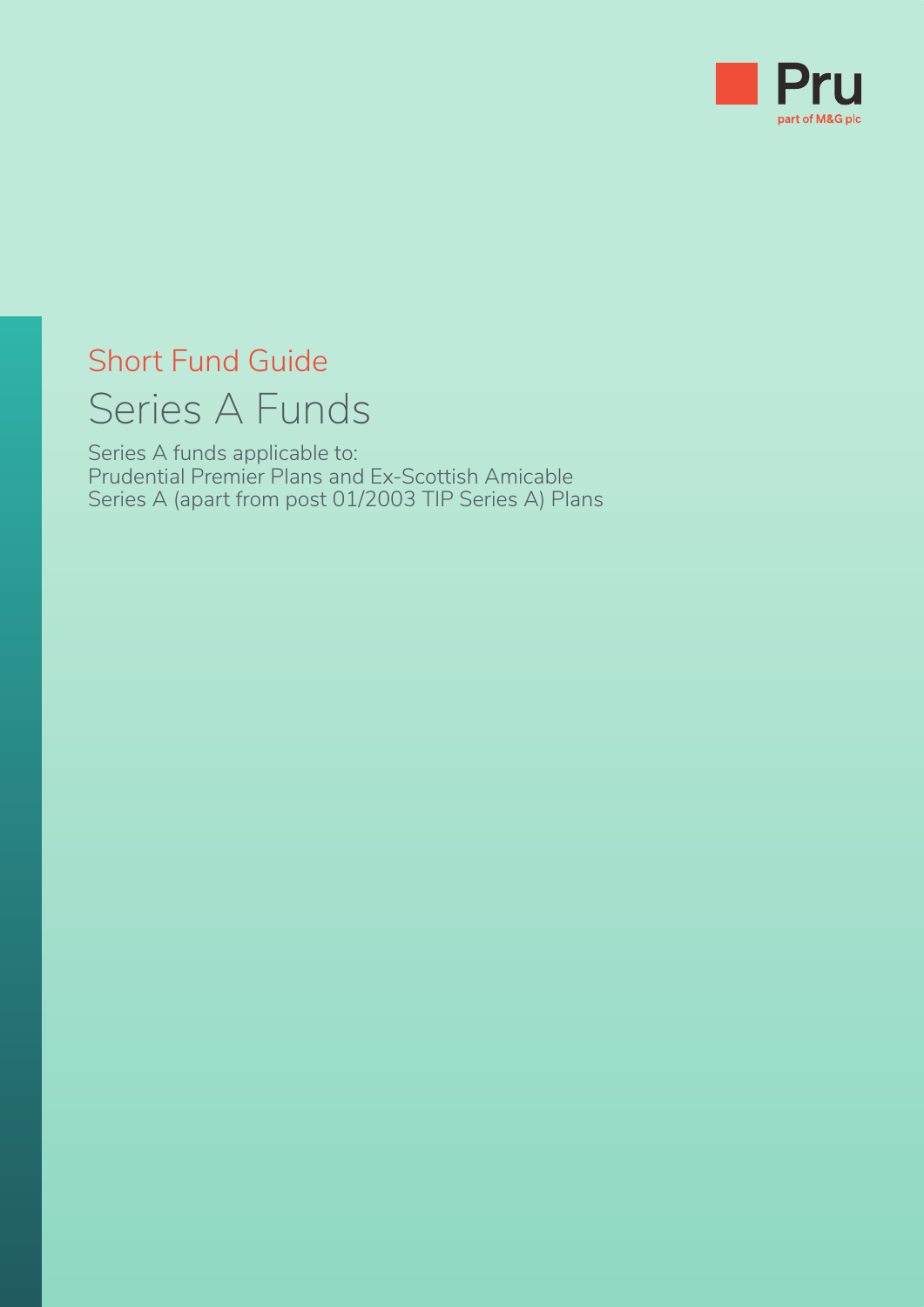Pru

part of M&G plc

Short Fund Guide

# Series A Funds

Series A funds applicable to:
Prudential Premier Plans and Ex-Scottish Amicable Series A (apart from post 01/2003 TIP Series A) Plans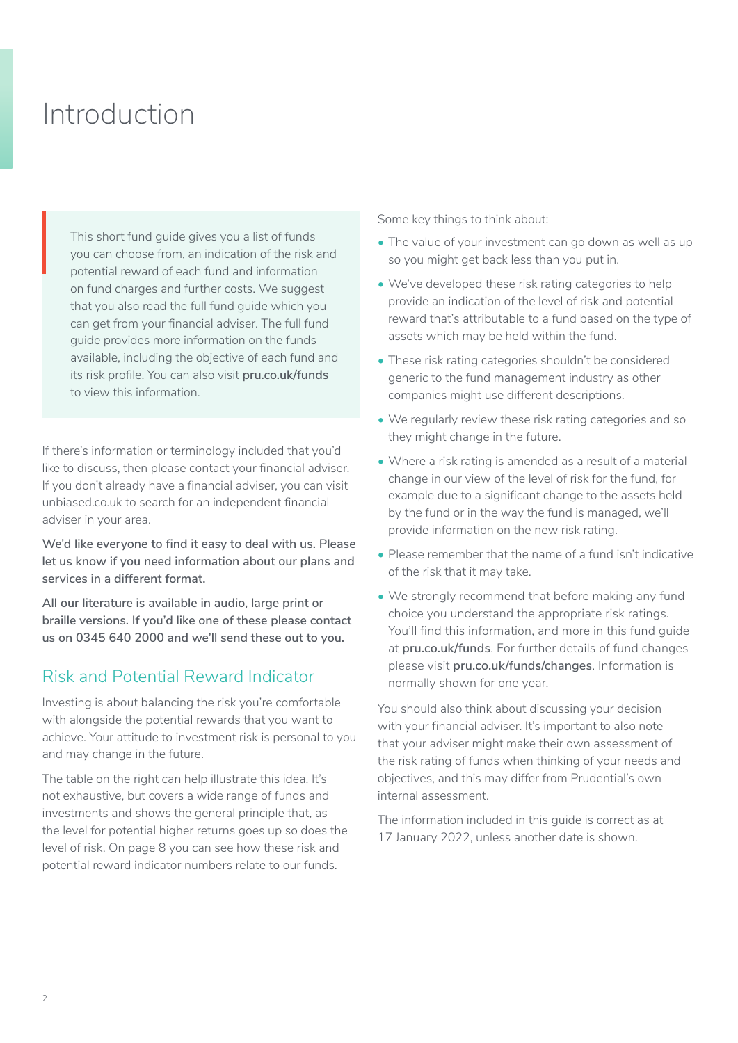# Introduction

This short fund guide gives you a list of funds you can choose from, an indication of the risk and potential reward of each fund and information on fund charges and further costs. We suggest that you also read the full fund guide which you can get from your financial adviser. The full fund guide provides more information on the funds available, including the objective of each fund and its risk profile. You can also visit **pru.co.uk/funds** to view this information.

If there's information or terminology included that you'd like to discuss, then please contact your financial adviser. If you don't already have a financial adviser, you can visit unbiased.co.uk to search for an independent financial adviser in your area.

**We'd like everyone to find it easy to deal with us. Please let us know if you need information about our plans and services in a different format.**

**All our literature is available in audio, large print or braille versions. If you'd like one of these please contact us on 0345 640 2000 and we'll send these out to you.**

## Risk and Potential Reward Indicator

Investing is about balancing the risk you're comfortable with alongside the potential rewards that you want to achieve. Your attitude to investment risk is personal to you and may change in the future.

The table on the right can help illustrate this idea. It's not exhaustive, but covers a wide range of funds and investments and shows the general principle that, as the level for potential higher returns goes up so does the level of risk. On page 8 you can see how these risk and potential reward indicator numbers relate to our funds.

Some key things to think about:

- The value of your investment can go down as well as up so you might get back less than you put in.
- We've developed these risk rating categories to help provide an indication of the level of risk and potential reward that's attributable to a fund based on the type of assets which may be held within the fund.
- These risk rating categories shouldn't be considered generic to the fund management industry as other companies might use different descriptions.
- We regularly review these risk rating categories and so they might change in the future.
- Where a risk rating is amended as a result of a material change in our view of the level of risk for the fund, for example due to a significant change to the assets held by the fund or in the way the fund is managed, we'll provide information on the new risk rating.
- Please remember that the name of a fund isn't indicative of the risk that it may take.
- We strongly recommend that before making any fund choice you understand the appropriate risk ratings. You'll find this information, and more in this fund guide at **pru.co.uk/funds**. For further details of fund changes please visit **pru.co.uk/funds/changes**. Information is normally shown for one year.

You should also think about discussing your decision with your financial adviser. It's important to also note that your adviser might make their own assessment of the risk rating of funds when thinking of your needs and objectives, and this may differ from Prudential's own internal assessment.

The information included in this guide is correct as at 17 January 2022, unless another date is shown.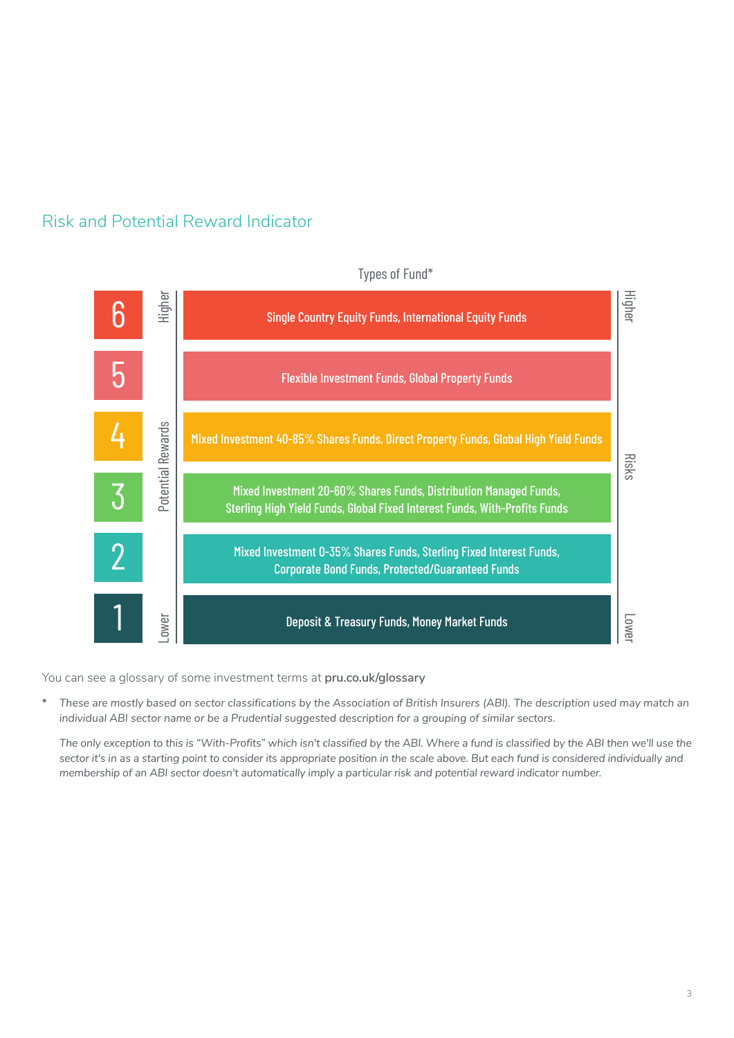## Risk and Potential Reward Indicator

| Risk and Potential Reward Indicator | Types of Fund* |
| --- | --- |
| 6 (Higher) | Single Country Equity Funds, International Equity Funds |
| 5 | Flexible Investment Funds, Global Property Funds |
| 4 | Mixed Investment 40-85% Shares Funds, Direct Property Funds, Global High Yield Funds |
| 3 | Mixed Investment 20-60% Shares Funds, Distribution Managed Funds, Sterling High Yield Funds, Global Fixed Interest Funds, With-Profits Funds |
| 2 | Mixed Investment 0-35% Shares Funds, Sterling Fixed Interest Funds, Corporate Bond Funds, Protected/Guaranteed Funds |
| 1 (Lower) | Deposit & Treasury Funds, Money Market Funds |

Potential Rewards: Lower (1) to Higher (6). Risks: Lower (1) to Higher (6).

You can see a glossary of some investment terms at **pru.co.uk/glossary**

\* *These are mostly based on sector classifications by the Association of British Insurers (ABI). The description used may match an individual ABI sector name or be a Prudential suggested description for a grouping of similar sectors.*

*The only exception to this is "With-Profits" which isn't classified by the ABI. Where a fund is classified by the ABI then we'll use the sector it's in as a starting point to consider its appropriate position in the scale above. But each fund is considered individually and membership of an ABI sector doesn't automatically imply a particular risk and potential reward indicator number.*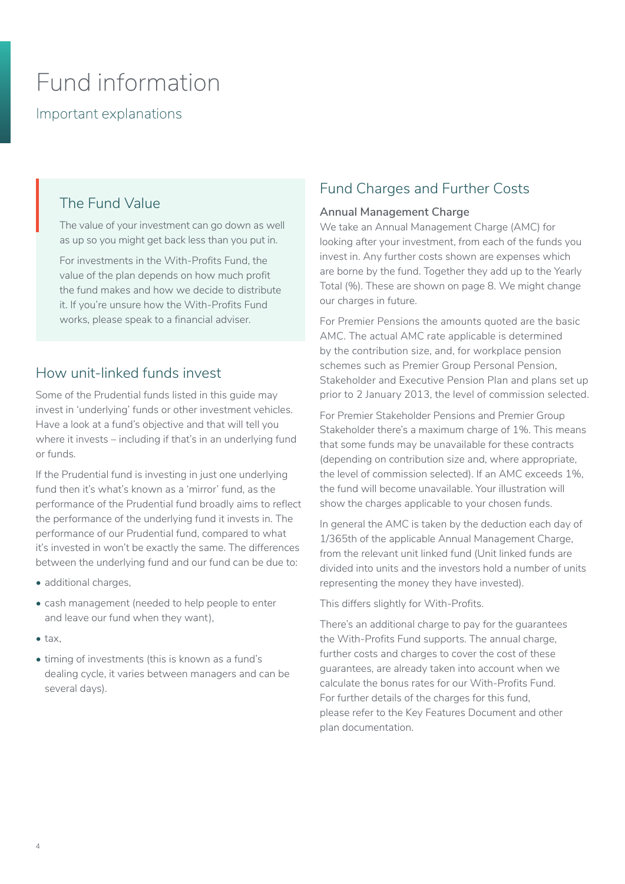# Fund information

Important explanations

## The Fund Value

The value of your investment can go down as well as up so you might get back less than you put in.

For investments in the With-Profits Fund, the value of the plan depends on how much profit the fund makes and how we decide to distribute it. If you're unsure how the With-Profits Fund works, please speak to a financial adviser.

## How unit-linked funds invest

Some of the Prudential funds listed in this guide may invest in 'underlying' funds or other investment vehicles. Have a look at a fund's objective and that will tell you where it invests – including if that's in an underlying fund or funds.

If the Prudential fund is investing in just one underlying fund then it's what's known as a 'mirror' fund, as the performance of the Prudential fund broadly aims to reflect the performance of the underlying fund it invests in. The performance of our Prudential fund, compared to what it's invested in won't be exactly the same. The differences between the underlying fund and our fund can be due to:

- additional charges,
- cash management (needed to help people to enter and leave our fund when they want),
- tax,
- timing of investments (this is known as a fund's dealing cycle, it varies between managers and can be several days).

## Fund Charges and Further Costs

### Annual Management Charge

We take an Annual Management Charge (AMC) for looking after your investment, from each of the funds you invest in. Any further costs shown are expenses which are borne by the fund. Together they add up to the Yearly Total (%). These are shown on page 8. We might change our charges in future.

For Premier Pensions the amounts quoted are the basic AMC. The actual AMC rate applicable is determined by the contribution size, and, for workplace pension schemes such as Premier Group Personal Pension, Stakeholder and Executive Pension Plan and plans set up prior to 2 January 2013, the level of commission selected.

For Premier Stakeholder Pensions and Premier Group Stakeholder there's a maximum charge of 1%. This means that some funds may be unavailable for these contracts (depending on contribution size and, where appropriate, the level of commission selected). If an AMC exceeds 1%, the fund will become unavailable. Your illustration will show the charges applicable to your chosen funds.

In general the AMC is taken by the deduction each day of 1/365th of the applicable Annual Management Charge, from the relevant unit linked fund (Unit linked funds are divided into units and the investors hold a number of units representing the money they have invested).

This differs slightly for With-Profits.

There's an additional charge to pay for the guarantees the With-Profits Fund supports. The annual charge, further costs and charges to cover the cost of these guarantees, are already taken into account when we calculate the bonus rates for our With-Profits Fund. For further details of the charges for this fund, please refer to the Key Features Document and other plan documentation.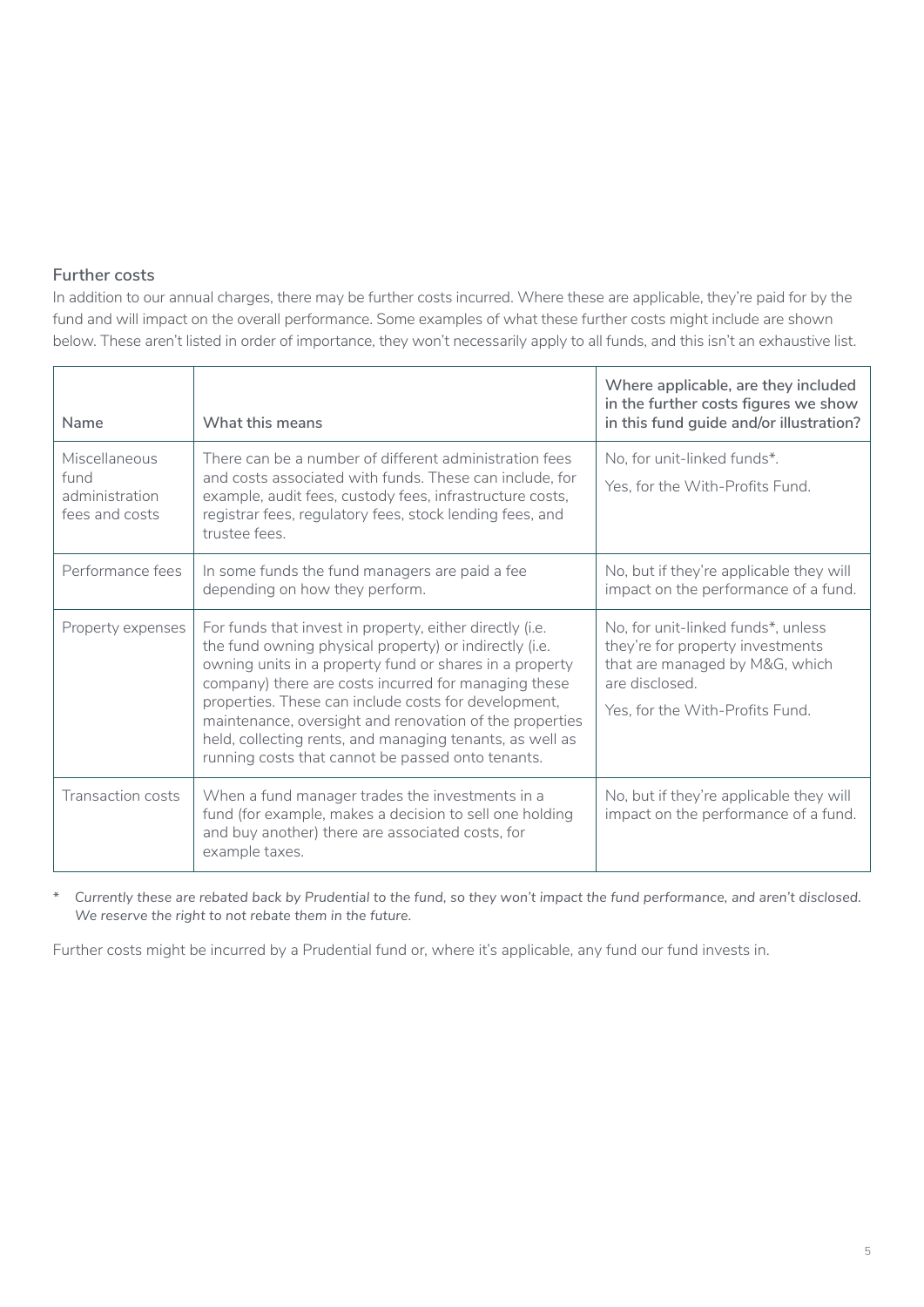## Further costs

In addition to our annual charges, there may be further costs incurred. Where these are applicable, they're paid for by the fund and will impact on the overall performance. Some examples of what these further costs might include are shown below. These aren't listed in order of importance, they won't necessarily apply to all funds, and this isn't an exhaustive list.

| Name | What this means | Where applicable, are they included in the further costs figures we show in this fund guide and/or illustration? |
|---|---|---|
| Miscellaneous fund administration fees and costs | There can be a number of different administration fees and costs associated with funds. These can include, for example, audit fees, custody fees, infrastructure costs, registrar fees, regulatory fees, stock lending fees, and trustee fees. | No, for unit-linked funds*.<br><br>Yes, for the With-Profits Fund. |
| Performance fees | In some funds the fund managers are paid a fee depending on how they perform. | No, but if they're applicable they will impact on the performance of a fund. |
| Property expenses | For funds that invest in property, either directly (i.e. the fund owning physical property) or indirectly (i.e. owning units in a property fund or shares in a property company) there are costs incurred for managing these properties. These can include costs for development, maintenance, oversight and renovation of the properties held, collecting rents, and managing tenants, as well as running costs that cannot be passed onto tenants. | No, for unit-linked funds*, unless they're for property investments that are managed by M&G, which are disclosed.<br><br>Yes, for the With-Profits Fund. |
| Transaction costs | When a fund manager trades the investments in a fund (for example, makes a decision to sell one holding and buy another) there are associated costs, for example taxes. | No, but if they're applicable they will impact on the performance of a fund. |

\* *Currently these are rebated back by Prudential to the fund, so they won't impact the fund performance, and aren't disclosed. We reserve the right to not rebate them in the future.*

Further costs might be incurred by a Prudential fund or, where it's applicable, any fund our fund invests in.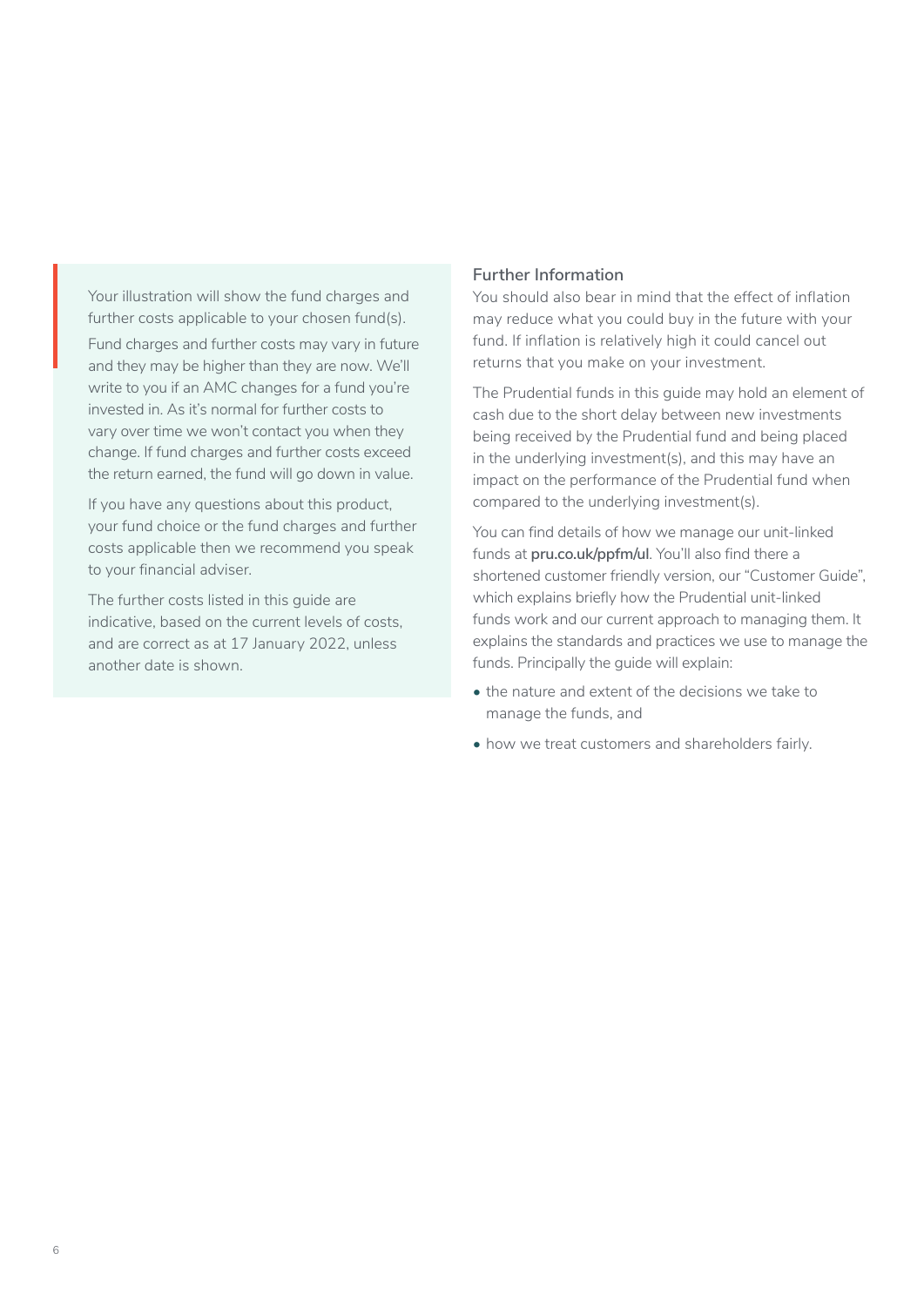Your illustration will show the fund charges and further costs applicable to your chosen fund(s).

Fund charges and further costs may vary in future and they may be higher than they are now. We'll write to you if an AMC changes for a fund you're invested in. As it's normal for further costs to vary over time we won't contact you when they change. If fund charges and further costs exceed the return earned, the fund will go down in value.

If you have any questions about this product, your fund choice or the fund charges and further costs applicable then we recommend you speak to your financial adviser.

The further costs listed in this guide are indicative, based on the current levels of costs, and are correct as at 17 January 2022, unless another date is shown.

## Further Information

You should also bear in mind that the effect of inflation may reduce what you could buy in the future with your fund. If inflation is relatively high it could cancel out returns that you make on your investment.

The Prudential funds in this guide may hold an element of cash due to the short delay between new investments being received by the Prudential fund and being placed in the underlying investment(s), and this may have an impact on the performance of the Prudential fund when compared to the underlying investment(s).

You can find details of how we manage our unit-linked funds at **pru.co.uk/ppfm/ul**. You'll also find there a shortened customer friendly version, our "Customer Guide", which explains briefly how the Prudential unit-linked funds work and our current approach to managing them. It explains the standards and practices we use to manage the funds. Principally the guide will explain:

- the nature and extent of the decisions we take to manage the funds, and
- how we treat customers and shareholders fairly.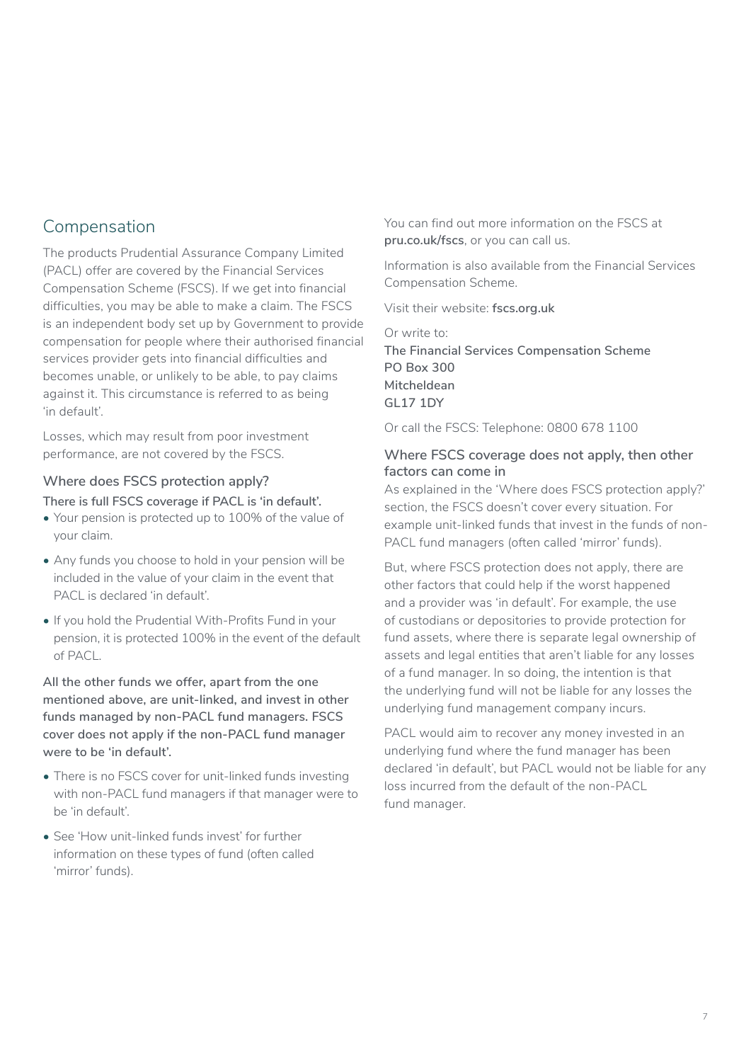## Compensation

The products Prudential Assurance Company Limited (PACL) offer are covered by the Financial Services Compensation Scheme (FSCS). If we get into financial difficulties, you may be able to make a claim. The FSCS is an independent body set up by Government to provide compensation for people where their authorised financial services provider gets into financial difficulties and becomes unable, or unlikely to be able, to pay claims against it. This circumstance is referred to as being 'in default'.

Losses, which may result from poor investment performance, are not covered by the FSCS.

### Where does FSCS protection apply?

**There is full FSCS coverage if PACL is 'in default'.**

- Your pension is protected up to 100% of the value of your claim.
- Any funds you choose to hold in your pension will be included in the value of your claim in the event that PACL is declared 'in default'.
- If you hold the Prudential With-Profits Fund in your pension, it is protected 100% in the event of the default of PACL.

**All the other funds we offer, apart from the one mentioned above, are unit-linked, and invest in other funds managed by non-PACL fund managers. FSCS cover does not apply if the non-PACL fund manager were to be 'in default'.**

- There is no FSCS cover for unit-linked funds investing with non-PACL fund managers if that manager were to be 'in default'.
- See 'How unit-linked funds invest' for further information on these types of fund (often called 'mirror' funds).

You can find out more information on the FSCS at **pru.co.uk/fscs**, or you can call us.

Information is also available from the Financial Services Compensation Scheme.

Visit their website: **fscs.org.uk**

Or write to:
**The Financial Services Compensation Scheme**
**PO Box 300**
**Mitcheldean**
**GL17 1DY**

Or call the FSCS: Telephone: 0800 678 1100

### Where FSCS coverage does not apply, then other factors can come in

As explained in the 'Where does FSCS protection apply?' section, the FSCS doesn't cover every situation. For example unit-linked funds that invest in the funds of non-PACL fund managers (often called 'mirror' funds).

But, where FSCS protection does not apply, there are other factors that could help if the worst happened and a provider was 'in default'. For example, the use of custodians or depositories to provide protection for fund assets, where there is separate legal ownership of assets and legal entities that aren't liable for any losses of a fund manager. In so doing, the intention is that the underlying fund will not be liable for any losses the underlying fund management company incurs.

PACL would aim to recover any money invested in an underlying fund where the fund manager has been declared 'in default', but PACL would not be liable for any loss incurred from the default of the non-PACL fund manager.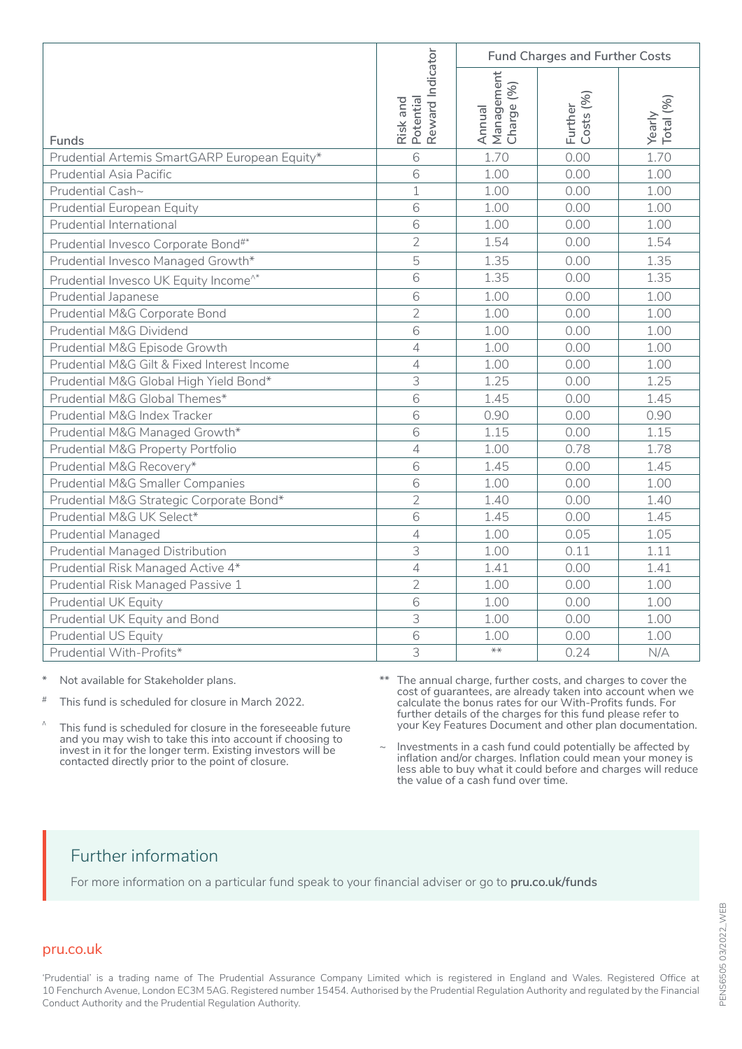| Funds | Risk and Potential Reward Indicator | Fund Charges and Further Costs | | |
|---|---|---|---|---|
| | | Annual Management Charge (%) | Further Costs (%) | Yearly Total (%) |
| Prudential Artemis SmartGARP European Equity* | 6 | 1.70 | 0.00 | 1.70 |
| Prudential Asia Pacific | 6 | 1.00 | 0.00 | 1.00 |
| Prudential Cash~ | 1 | 1.00 | 0.00 | 1.00 |
| Prudential European Equity | 6 | 1.00 | 0.00 | 1.00 |
| Prudential International | 6 | 1.00 | 0.00 | 1.00 |
| Prudential Invesco Corporate Bond#* | 2 | 1.54 | 0.00 | 1.54 |
| Prudential Invesco Managed Growth* | 5 | 1.35 | 0.00 | 1.35 |
| Prudential Invesco UK Equity Income^* | 6 | 1.35 | 0.00 | 1.35 |
| Prudential Japanese | 6 | 1.00 | 0.00 | 1.00 |
| Prudential M&G Corporate Bond | 2 | 1.00 | 0.00 | 1.00 |
| Prudential M&G Dividend | 6 | 1.00 | 0.00 | 1.00 |
| Prudential M&G Episode Growth | 4 | 1.00 | 0.00 | 1.00 |
| Prudential M&G Gilt & Fixed Interest Income | 4 | 1.00 | 0.00 | 1.00 |
| Prudential M&G Global High Yield Bond* | 3 | 1.25 | 0.00 | 1.25 |
| Prudential M&G Global Themes* | 6 | 1.45 | 0.00 | 1.45 |
| Prudential M&G Index Tracker | 6 | 0.90 | 0.00 | 0.90 |
| Prudential M&G Managed Growth* | 6 | 1.15 | 0.00 | 1.15 |
| Prudential M&G Property Portfolio | 4 | 1.00 | 0.78 | 1.78 |
| Prudential M&G Recovery* | 6 | 1.45 | 0.00 | 1.45 |
| Prudential M&G Smaller Companies | 6 | 1.00 | 0.00 | 1.00 |
| Prudential M&G Strategic Corporate Bond* | 2 | 1.40 | 0.00 | 1.40 |
| Prudential M&G UK Select* | 6 | 1.45 | 0.00 | 1.45 |
| Prudential Managed | 4 | 1.00 | 0.05 | 1.05 |
| Prudential Managed Distribution | 3 | 1.00 | 0.11 | 1.11 |
| Prudential Risk Managed Active 4* | 4 | 1.41 | 0.00 | 1.41 |
| Prudential Risk Managed Passive 1 | 2 | 1.00 | 0.00 | 1.00 |
| Prudential UK Equity | 6 | 1.00 | 0.00 | 1.00 |
| Prudential UK Equity and Bond | 3 | 1.00 | 0.00 | 1.00 |
| Prudential US Equity | 6 | 1.00 | 0.00 | 1.00 |
| Prudential With-Profits* | 3 | ** | 0.24 | N/A |

\* Not available for Stakeholder plans.

\# This fund is scheduled for closure in March 2022.

^ This fund is scheduled for closure in the foreseeable future and you may wish to take this into account if choosing to invest in it for the longer term. Existing investors will be contacted directly prior to the point of closure.

** The annual charge, further costs, and charges to cover the cost of guarantees, are already taken into account when we calculate the bonus rates for our With-Profits funds. For further details of the charges for this fund please refer to your Key Features Document and other plan documentation.

~ Investments in a cash fund could potentially be affected by inflation and/or charges. Inflation could mean your money is less able to buy what it could before and charges will reduce the value of a cash fund over time.

## Further information

For more information on a particular fund speak to your financial adviser or go to **pru.co.uk/funds**

pru.co.uk

'Prudential' is a trading name of The Prudential Assurance Company Limited which is registered in England and Wales. Registered Office at 10 Fenchurch Avenue, London EC3M 5AG. Registered number 15454. Authorised by the Prudential Regulation Authority and regulated by the Financial Conduct Authority and the Prudential Regulation Authority.

PENS6505 03/2022_WEB